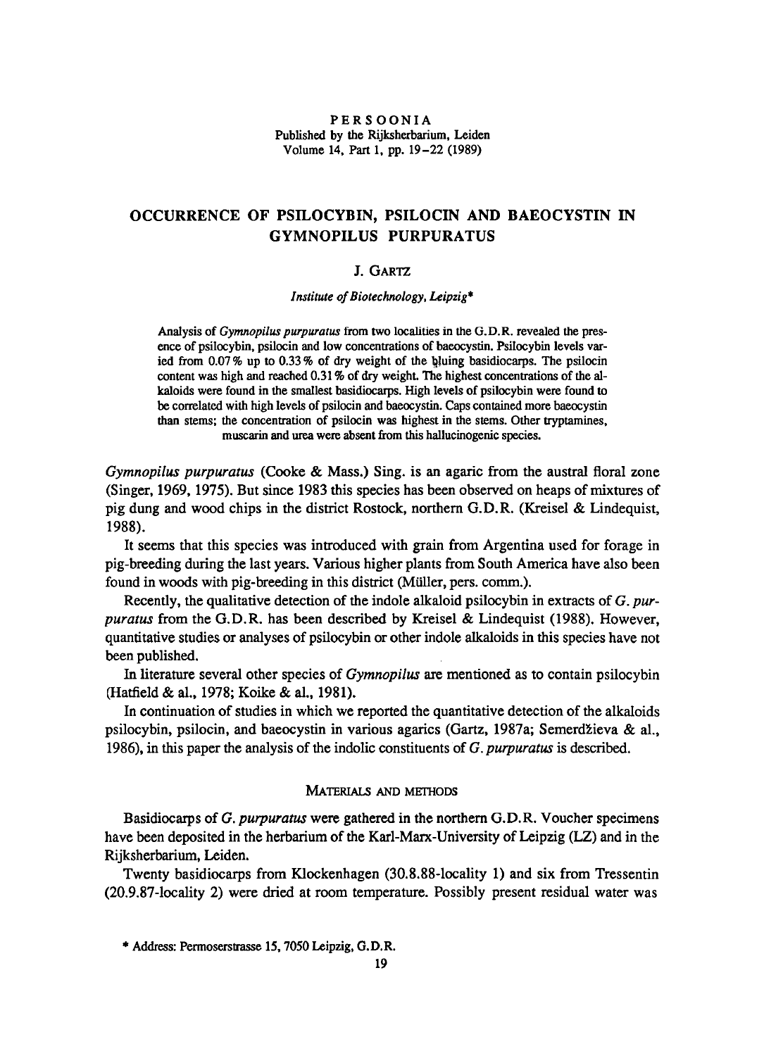# OCCURRENCE OF PSILOCYBIN, PSILOCIN AND BAEOCYSTIN IN GYMNOPILUS PURPURATUS

J. GARTZ

*Institute of Biotechnology, Leipzig**

Analysis of *Gymnopilus purpuratus* from two localities in the G.D.R. revealed the presence of psilocybin, psilocin and low concentrations of baeocystin. Psilocybin levels varied from 0.07% up to 0.33% of dry weight of the bluing basidiocarps. The psilocin content was high and reached 0.31% of dry weight. The highest concentrations of the alkaloids were found in the smallest basidiocarps. High levels of psilocybin were found to be correlated with high levels of psilocin and baeocystin. Caps contained more baeocystin than stems; the concentration of psilocin was highest in the stems. Other tryptamines, muscarin and urea were absent from this hallucinogenic species.

*Gymnopilus purpuratus* (Cooke & Mass.) Sing. is an agaric from the austral floral zone (Singer, 1969, 1975). But since 1983 this species has been observed on heaps of mixtures of pig dung and wood chips in the district Rostock, northern G.D.R. (Kreisel & Lindequist, 1988).

It seems that this species was introduced with grain from Argentina used for forage in pig-breeding during the last years. Various higher plants from South America have also been found in woods with pig-breeding in this district (Müller, pers. comm.).

Recently, the qualitative detection of the indole alkaloid psilocybin in extracts of *G. purpuratus* from the G.D.R. has been described by Kreisel & Lindequist (1988). However, quantitative studies or analyses of psilocybin or other indole alkaloids in this species have not been published.

In literature several other species of *Gymnopilus* are mentioned as to contain psilocybin (Hatfield & al., 1978; Koike & al., 1981).

In continuation of studies in which we reported the quantitative detection of the alkaloids psilocybin, psilocin, and baeocystin in various agarics (Gartz, 1987a; Semerdžieva & al., 1986), in this paper the analysis of the indolic constituents of *G. purpuratus* is described.

## MATERIALS AND METHODS

Basidiocarps of *G. purpuratus* were gathered in the northern G.D.R. Voucher specimens have been deposited in the herbarium of the Karl-Marx-University of Leipzig (LZ) and in the Rijksherbarium, Leiden.

Twenty basidiocarps from Klockenhagen (30.8.88-locality 1) and six from Tressentin (20.9.87-locality 2) were dried at room temperature. Possibly present residual water was

\* Address: Permoserstrasse 15, 7050 Leipzig, G.D.R.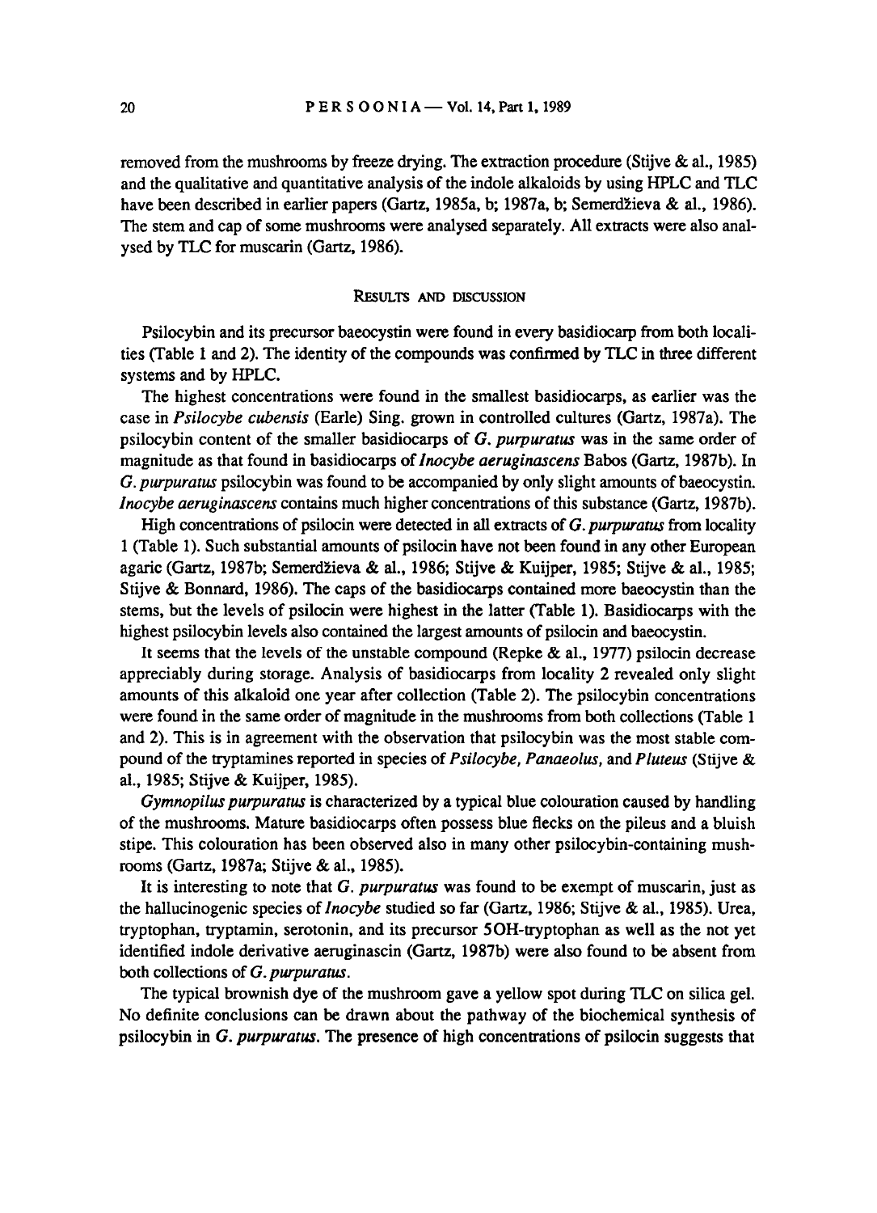removed from the mushrooms by freeze drying. The extraction procedure (Stijve & al., 1985) and the qualitative and quantitative analysis of the indole alkaloids by using HPLC and TLC have been described in earlier papers (Gartz, 1985a, b; 1987a, b; Semerdžieva & al., 1986). The stem and cap of some mushrooms were analysed separately. All extracts were also analysed by TLC for muscarin (Gartz, 1986).

## Results and discussion

Psilocybin and its precursor baeocystin were found in every basidiocarp from both localities (Table 1 and 2). The identity of the compounds was confirmed by TLC in three different systems and by HPLC.

The highest concentrations were found in the smallest basidiocarps, as earlier was the case in *Psilocybe cubensis* (Earle) Sing. grown in controlled cultures (Gartz, 1987a). The psilocybin content of the smaller basidiocarps of *G. purpuratus* was in the same order of magnitude as that found in basidiocarps of *Inocybe aeruginascens* Babos (Gartz, 1987b). In *G. purpuratus* psilocybin was found to be accompanied by only slight amounts of baeocystin. *Inocybe aeruginascens* contains much higher concentrations of this substance (Gartz, 1987b).

High concentrations of psilocin were detected in all extracts of *G. purpuratus* from locality 1 (Table 1). Such substantial amounts of psilocin have not been found in any other European agaric (Gartz, 1987b; Semerdžieva & al., 1986; Stijve & Kuijper, 1985; Stijve & al., 1985; Stijve & Bonnard, 1986). The caps of the basidiocarps contained more baeocystin than the stems, but the levels of psilocin were highest in the latter (Table 1). Basidiocarps with the highest psilocybin levels also contained the largest amounts of psilocin and baeocystin.

It seems that the levels of the unstable compound (Repke & al., 1977) psilocin decrease appreciably during storage. Analysis of basidiocarps from locality 2 revealed only slight amounts of this alkaloid one year after collection (Table 2). The psilocybin concentrations were found in the same order of magnitude in the mushrooms from both collections (Table 1 and 2). This is in agreement with the observation that psilocybin was the most stable compound of the tryptamines reported in species of *Psilocybe, Panaeolus,* and *Pluteus* (Stijve & al., 1985; Stijve & Kuijper, 1985).

*Gymnopilus purpuratus* is characterized by a typical blue colouration caused by handling of the mushrooms. Mature basidiocarps often possess blue flecks on the pileus and a bluish stipe. This colouration has been observed also in many other psilocybin-containing mushrooms (Gartz, 1987a; Stijve & al., 1985).

It is interesting to note that *G. purpuratus* was found to be exempt of muscarin, just as the hallucinogenic species of *Inocybe* studied so far (Gartz, 1986; Stijve & al., 1985). Urea, tryptophan, tryptamin, serotonin, and its precursor 5OH-tryptophan as well as the not yet identified indole derivative aeruginascin (Gartz, 1987b) were also found to be absent from both collections of *G. purpuratus*.

The typical brownish dye of the mushroom gave a yellow spot during TLC on silica gel. No definite conclusions can be drawn about the pathway of the biochemical synthesis of psilocybin in *G. purpuratus*. The presence of high concentrations of psilocin suggests that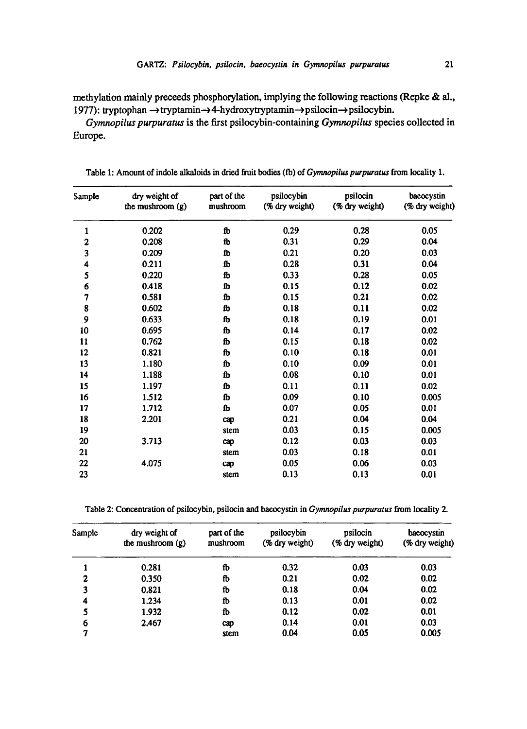methylation mainly preceeds phosphorylation, implying the following reactions (Repke & al., 1977): tryptophan →tryptamin→4-hydroxytryptamin→psilocin→psilocybin.

*Gymnopilus purpuratus* is the first psilocybin-containing *Gymnopilus* species collected in Europe.

Table 1: Amount of indole alkaloids in dried fruit bodies (fb) of *Gymnopilus purpuratus* from locality 1.

| Sample | dry weight of the mushroom (g) | part of the mushroom | psilocybin (% dry weight) | psilocin (% dry weight) | baeocystin (% dry weight) |
|---|---|---|---|---|---|
| 1 | 0.202 | fb | 0.29 | 0.28 | 0.05 |
| 2 | 0.208 | fb | 0.31 | 0.29 | 0.04 |
| 3 | 0.209 | fb | 0.21 | 0.20 | 0.03 |
| 4 | 0.211 | fb | 0.28 | 0.31 | 0.04 |
| 5 | 0.220 | fb | 0.33 | 0.28 | 0.05 |
| 6 | 0.418 | fb | 0.15 | 0.12 | 0.02 |
| 7 | 0.581 | fb | 0.15 | 0.21 | 0.02 |
| 8 | 0.602 | fb | 0.18 | 0.11 | 0.02 |
| 9 | 0.633 | fb | 0.18 | 0.19 | 0.01 |
| 10 | 0.695 | fb | 0.14 | 0.17 | 0.02 |
| 11 | 0.762 | fb | 0.15 | 0.18 | 0.02 |
| 12 | 0.821 | fb | 0.10 | 0.18 | 0.01 |
| 13 | 1.180 | fb | 0.10 | 0.09 | 0.01 |
| 14 | 1.188 | fb | 0.08 | 0.10 | 0.01 |
| 15 | 1.197 | fb | 0.11 | 0.11 | 0.02 |
| 16 | 1.512 | fb | 0.09 | 0.10 | 0.005 |
| 17 | 1.712 | fb | 0.07 | 0.05 | 0.01 |
| 18 | 2.201 | cap | 0.21 | 0.04 | 0.04 |
| 19 | | stem | 0.03 | 0.15 | 0.005 |
| 20 | 3.713 | cap | 0.12 | 0.03 | 0.03 |
| 21 | | stem | 0.03 | 0.18 | 0.01 |
| 22 | 4.075 | cap | 0.05 | 0.06 | 0.03 |
| 23 | | stem | 0.13 | 0.13 | 0.01 |

Table 2: Concentration of psilocybin, psilocin and baeocystin in *Gymnopilus purpuratus* from locality 2.

| Sample | dry weight of the mushroom (g) | part of the mushroom | psilocybin (% dry weight) | psilocin (% dry weight) | baeocystin (% dry weight) |
|---|---|---|---|---|---|
| 1 | 0.281 | fb | 0.32 | 0.03 | 0.03 |
| 2 | 0.350 | fb | 0.21 | 0.02 | 0.02 |
| 3 | 0.821 | fb | 0.18 | 0.04 | 0.02 |
| 4 | 1.234 | fb | 0.13 | 0.01 | 0.02 |
| 5 | 1.932 | fb | 0.12 | 0.02 | 0.01 |
| 6 | 2.467 | cap | 0.14 | 0.01 | 0.03 |
| 7 | | stem | 0.04 | 0.05 | 0.005 |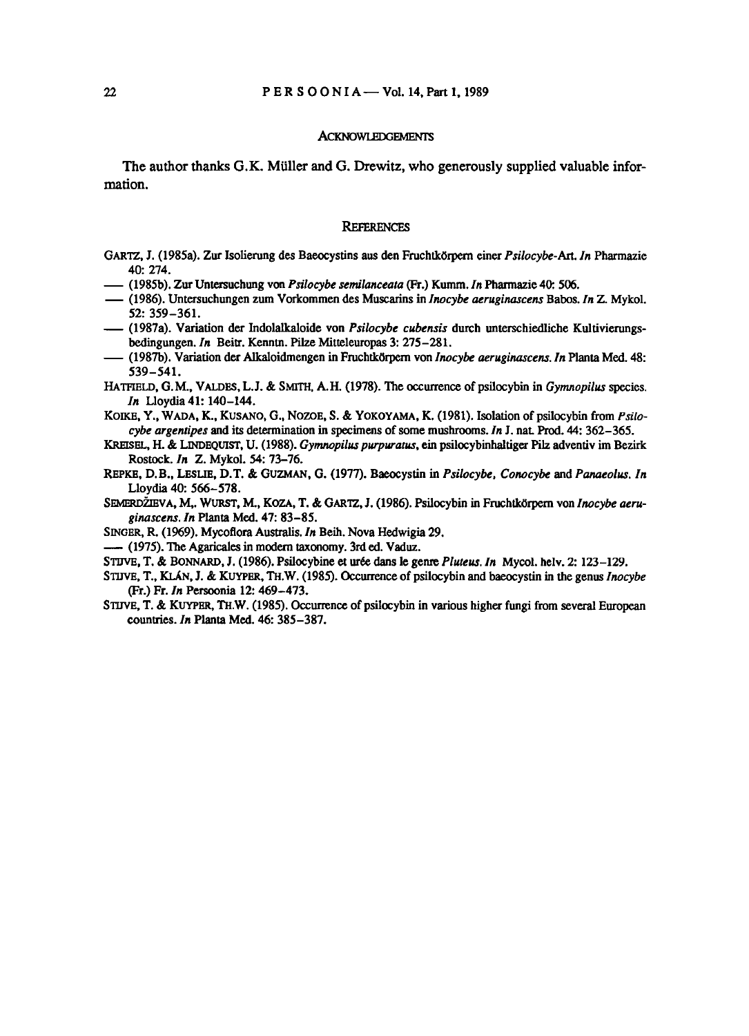## Acknowledgements

The author thanks G.K. Müller and G. Drewitz, who generously supplied valuable information.

## References

GARTZ, J. (1985a). Zur Isolierung des Baeocystins aus den Fruchtkörpern einer *Psilocybe*-Art. *In* Pharmazie 40: 274.

—— (1985b). Zur Untersuchung von *Psilocybe semilanceata* (Fr.) Kumm. *In* Pharmazie 40: 506.

—— (1986). Untersuchungen zum Vorkommen des Muscarins in *Inocybe aeruginascens* Babos. *In* Z. Mykol. 52: 359–361.

—— (1987a). Variation der Indolalkaloide von *Psilocybe cubensis* durch unterschiedliche Kultivierungsbedingungen. *In* Beitr. Kenntn. Pilze Mitteleuropas 3: 275–281.

—— (1987b). Variation der Alkaloidmengen in Fruchtkörpern von *Inocybe aeruginascens*. *In* Planta Med. 48: 539–541.

HATFIELD, G.M., VALDES, L.J. & SMITH, A.H. (1978). The occurrence of psilocybin in *Gymnopilus* species. *In* Lloydia 41: 140–144.

KOIKE, Y., WADA, K., KUSANO, G., NOZOE, S. & YOKOYAMA, K. (1981). Isolation of psilocybin from *Psilocybe argentipes* and its determination in specimens of some mushrooms. *In* J. nat. Prod. 44: 362–365.

KREISEL, H. & LINDEQUIST, U. (1988). *Gymnopilus purpuratus*, ein psilocybinhaltiger Pilz adventiv im Bezirk Rostock. *In* Z. Mykol. 54: 73–76.

REPKE, D.B., LESLIE, D.T. & GUZMAN, G. (1977). Baeocystin in *Psilocybe, Conocybe* and *Panaeolus*. *In* Lloydia 40: 566–578.

SEMERDŽIEVA, M., WURST, M., KOZA, T. & GARTZ, J. (1986). Psilocybin in Fruchtkörpern von *Inocybe aeruginascens*. *In* Planta Med. 47: 83–85.

SINGER, R. (1969). Mycoflora Australis. *In* Beih. Nova Hedwigia 29.

—— (1975). The Agaricales in modern taxonomy. 3rd ed. Vaduz.

STIJVE, T. & BONNARD, J. (1986). Psilocybine et urée dans le genre *Pluteus*. *In* Mycol. helv. 2: 123–129.

STIJVE, T., KLÁN, J. & KUYPER, TH.W. (1985). Occurrence of psilocybin and baeocystin in the genus *Inocybe* (Fr.) Fr. *In* Persoonia 12: 469–473.

STIJVE, T. & KUYPER, TH.W. (1985). Occurrence of psilocybin in various higher fungi from several European countries. *In* Planta Med. 46: 385–387.